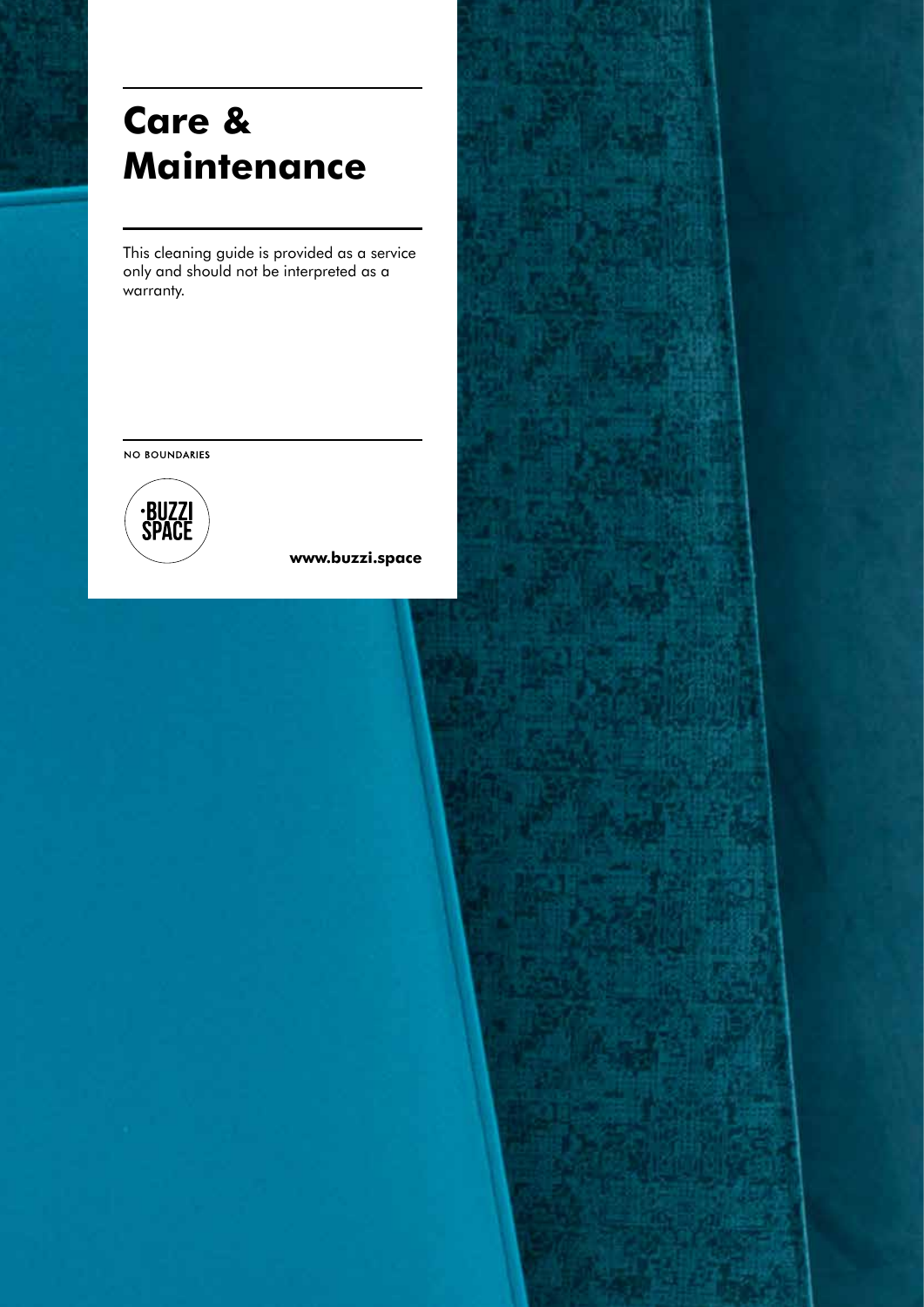# Care & Maintenance

This cleaning guide is provided as a service only and should not be interpreted as a warranty.

NO BOUNDARIES

BUZZI SPACE

**www.buzzi.space**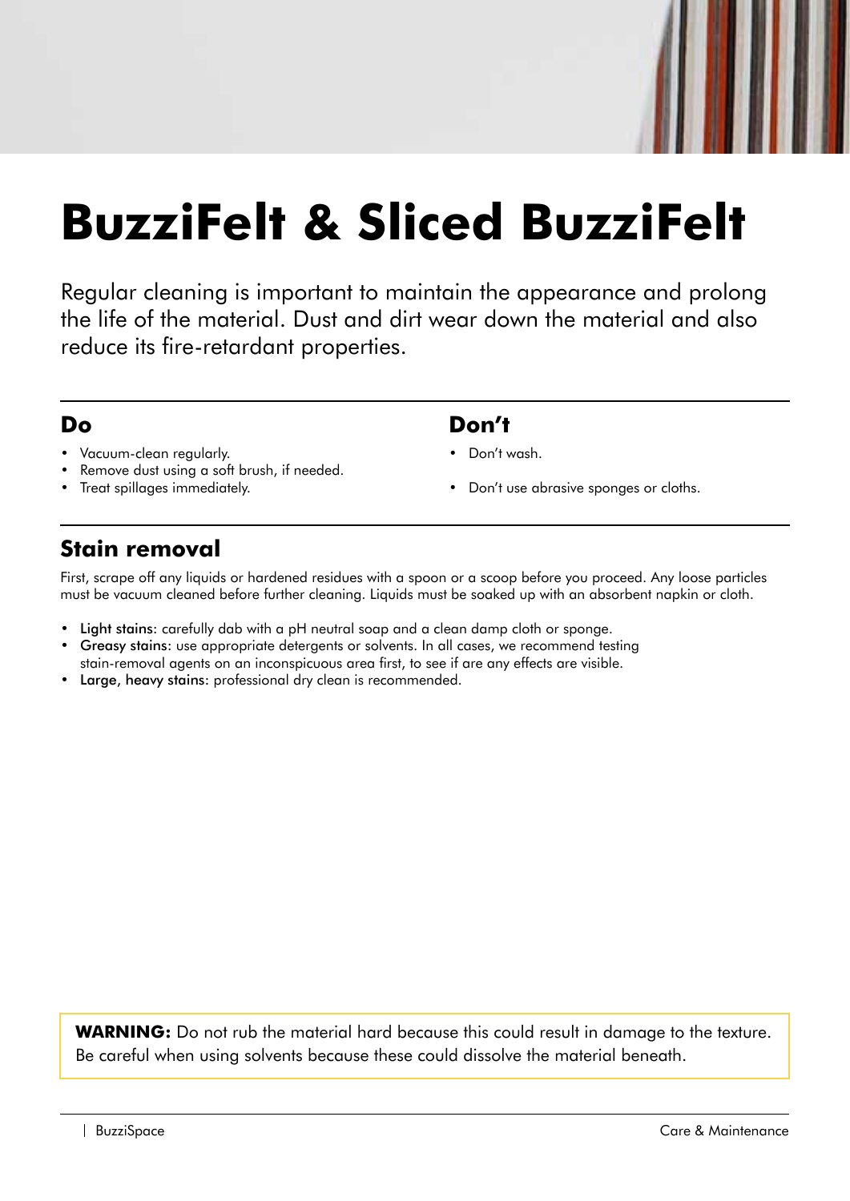# BuzziFelt & Sliced BuzziFelt

Regular cleaning is important to maintain the appearance and prolong the life of the material. Dust and dirt wear down the material and also reduce its fire-retardant properties.

## Do

- Vacuum-clean regularly.
- Remove dust using a soft brush, if needed.
- Treat spillages immediately.

## Don't

- Don't wash.
- Don't use abrasive sponges or cloths.

## Stain removal

First, scrape off any liquids or hardened residues with a spoon or a scoop before you proceed. Any loose particles must be vacuum cleaned before further cleaning. Liquids must be soaked up with an absorbent napkin or cloth.

- Light stains: carefully dab with a pH neutral soap and a clean damp cloth or sponge.
- Greasy stains: use appropriate detergents or solvents. In all cases, we recommend testing stain-removal agents on an inconspicuous area first, to see if are any effects are visible.
- Large, heavy stains: professional dry clean is recommended.

**WARNING:** Do not rub the material hard because this could result in damage to the texture. Be careful when using solvents because these could dissolve the material beneath.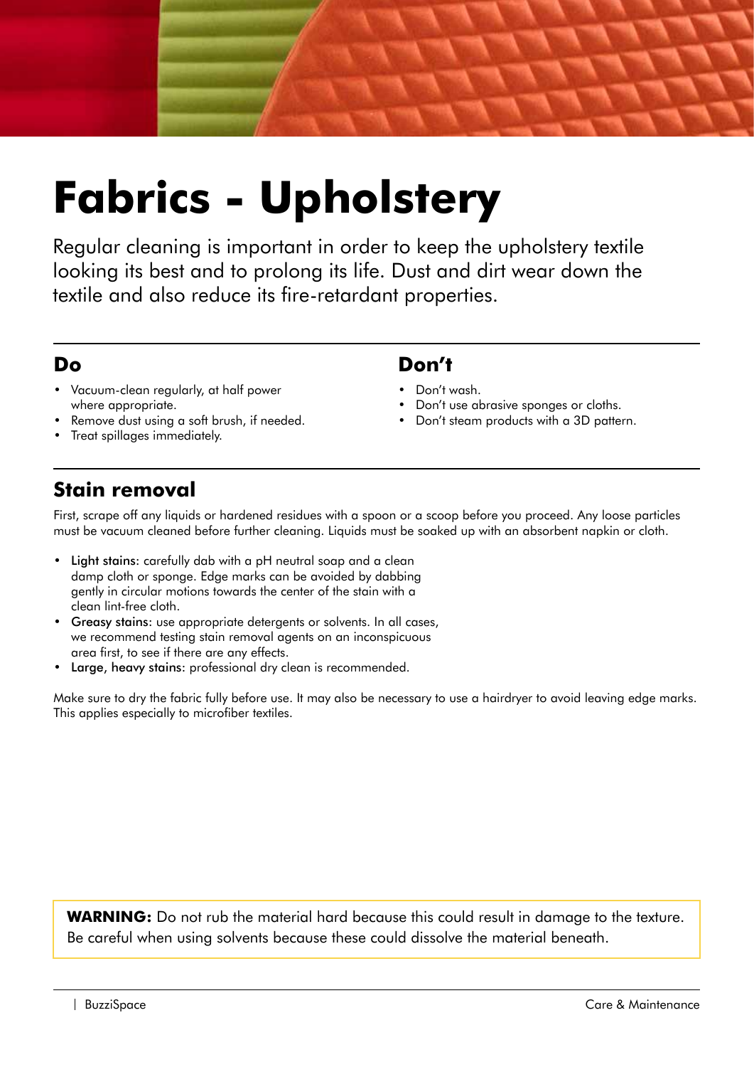# Fabrics - Upholstery

Regular cleaning is important in order to keep the upholstery textile looking its best and to prolong its life. Dust and dirt wear down the textile and also reduce its fire-retardant properties.

## Do

- Vacuum-clean regularly, at half power where appropriate.
- Remove dust using a soft brush, if needed.
- Treat spillages immediately.

## Don't

- Don't wash.
- Don't use abrasive sponges or cloths.
- Don't steam products with a 3D pattern.

## Stain removal

First, scrape off any liquids or hardened residues with a spoon or a scoop before you proceed. Any loose particles must be vacuum cleaned before further cleaning. Liquids must be soaked up with an absorbent napkin or cloth.

- Light stains: carefully dab with a pH neutral soap and a clean damp cloth or sponge. Edge marks can be avoided by dabbing gently in circular motions towards the center of the stain with a clean lint-free cloth.
- Greasy stains: use appropriate detergents or solvents. In all cases, we recommend testing stain removal agents on an inconspicuous area first, to see if there are any effects.
- Large, heavy stains: professional dry clean is recommended.

Make sure to dry the fabric fully before use. It may also be necessary to use a hairdryer to avoid leaving edge marks. This applies especially to microfiber textiles.

**WARNING:** Do not rub the material hard because this could result in damage to the texture. Be careful when using solvents because these could dissolve the material beneath.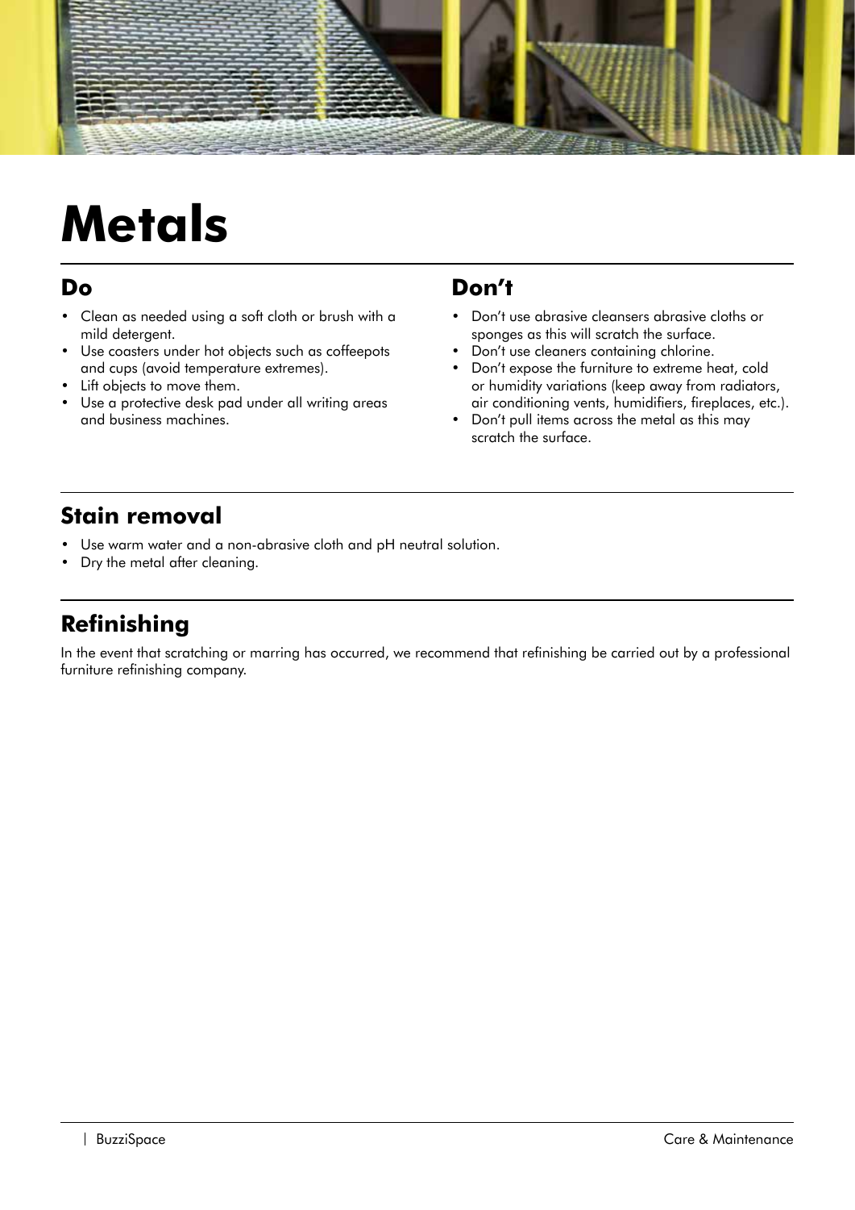# Metals

## Do

- Clean as needed using a soft cloth or brush with a mild detergent.
- Use coasters under hot objects such as coffeepots and cups (avoid temperature extremes).
- Lift objects to move them.
- Use a protective desk pad under all writing areas and business machines.

## Don't

- Don't use abrasive cleansers abrasive cloths or sponges as this will scratch the surface.
- Don't use cleaners containing chlorine.
- Don't expose the furniture to extreme heat, cold or humidity variations (keep away from radiators, air conditioning vents, humidifiers, fireplaces, etc.).
- Don't pull items across the metal as this may scratch the surface.

## Stain removal

- Use warm water and a non-abrasive cloth and pH neutral solution.
- Dry the metal after cleaning.

## Refinishing

In the event that scratching or marring has occurred, we recommend that refinishing be carried out by a professional furniture refinishing company.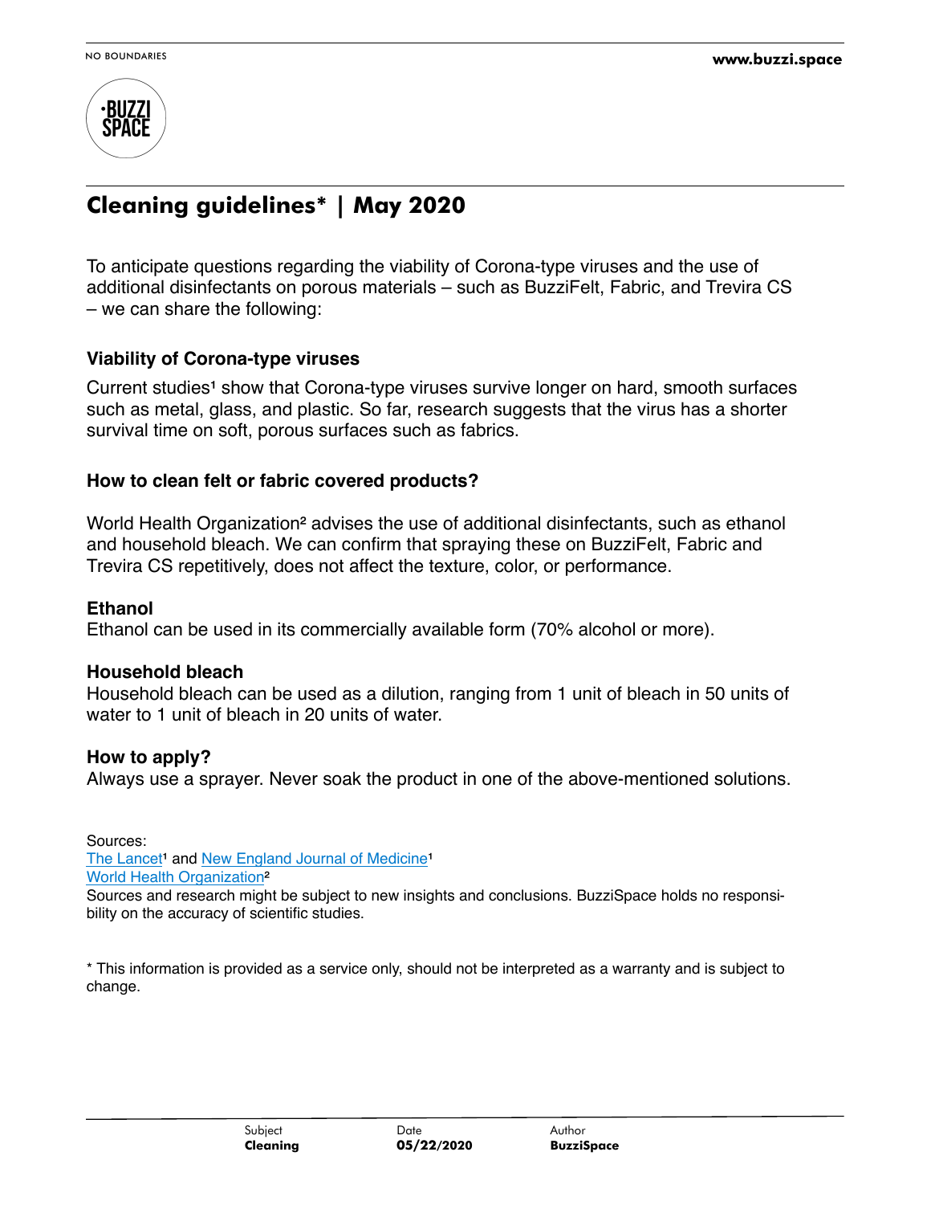# Cleaning guidelines* | May 2020

To anticipate questions regarding the viability of Corona-type viruses and the use of additional disinfectants on porous materials – such as BuzziFelt, Fabric, and Trevira CS – we can share the following:

### Viability of Corona-type viruses

Current studies[1] show that Corona-type viruses survive longer on hard, smooth surfaces such as metal, glass, and plastic. So far, research suggests that the virus has a shorter survival time on soft, porous surfaces such as fabrics.

### How to clean felt or fabric covered products?

World Health Organization[2] advises the use of additional disinfectants, such as ethanol and household bleach. We can confirm that spraying these on BuzziFelt, Fabric and Trevira CS repetitively, does not affect the texture, color, or performance.

**Ethanol**

Ethanol can be used in its commercially available form (70% alcohol or more).

**Household bleach**

Household bleach can be used as a dilution, ranging from 1 unit of bleach in 50 units of water to 1 unit of bleach in 20 units of water.

**How to apply?**

Always use a sprayer. Never soak the product in one of the above-mentioned solutions.

Sources:
The Lancet[1] and New England Journal of Medicine[1]
World Health Organization[2]
Sources and research might be subject to new insights and conclusions. BuzziSpace holds no responsibility on the accuracy of scientific studies.

* This information is provided as a service only, should not be interpreted as a warranty and is subject to change.

| Subject | Date | Author |
| --- | --- | --- |
| **Cleaning** | **05/22/2020** | **BuzziSpace** |